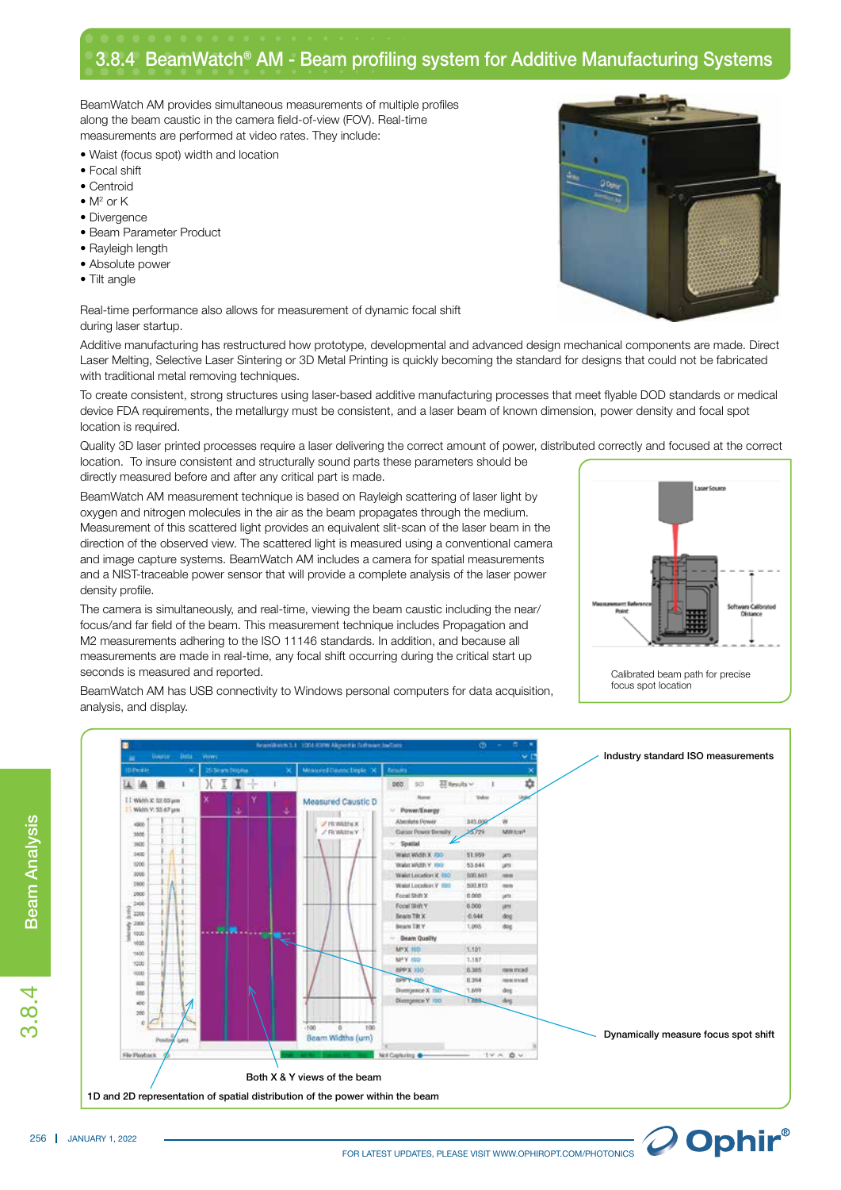# 3.8.4 BeamWatch® AM - Beam profiling system for Additive Manufacturing Systems

BeamWatch AM provides simultaneous measurements of multiple profiles along the beam caustic in the camera field-of-view (FOV). Real-time measurements are performed at video rates. They include:

- Waist (focus spot) width and location
- Focal shift
- Centroid
- $M^2$ or K
- Divergence
- Beam Parameter Product
- Rayleigh length
- Absolute power
- Tilt angle

Real-time performance also allows for measurement of dynamic focal shift during laser startup.

Additive manufacturing has restructured how prototype, developmental and advanced design mechanical components are made. Direct Laser Melting, Selective Laser Sintering or 3D Metal Printing is quickly becoming the standard for designs that could not be fabricated with traditional metal removing techniques.

To create consistent, strong structures using laser-based additive manufacturing processes that meet flyable DOD standards or medical device FDA requirements, the metallurgy must be consistent, and a laser beam of known dimension, power density and focal spot location is required.

Quality 3D laser printed processes require a laser delivering the correct amount of power, distributed correctly and focused at the correct location. To insure consistent and structurally sound parts these parameters should be directly measured before and after any critical part is made.

BeamWatch AM measurement technique is based on Rayleigh scattering of laser light by oxygen and nitrogen molecules in the air as the beam propagates through the medium. Measurement of this scattered light provides an equivalent slit-scan of the laser beam in the direction of the observed view. The scattered light is measured using a conventional camera and image capture systems. BeamWatch AM includes a camera for spatial measurements and a NIST-traceable power sensor that will provide a complete analysis of the laser power density profile.

The camera is simultaneously, and real-time, viewing the beam caustic including the near/focus/and far field of the beam. This measurement technique includes Propagation and M2 measurements adhering to the ISO 11146 standards. In addition, and because all measurements are made in real-time, any focal shift occurring during the critical start up seconds is measured and reported.

BeamWatch AM has USB connectivity to Windows personal computers for data acquisition, analysis, and display.

Laser Source

Measurement Reference Point

Software Calibrated Distance

Calibrated beam path for precise focus spot location

Industry standard ISO measurements

Dynamically measure focus spot shift

Both X & Y views of the beam

1D and 2D representation of spatial distribution of the power within the beam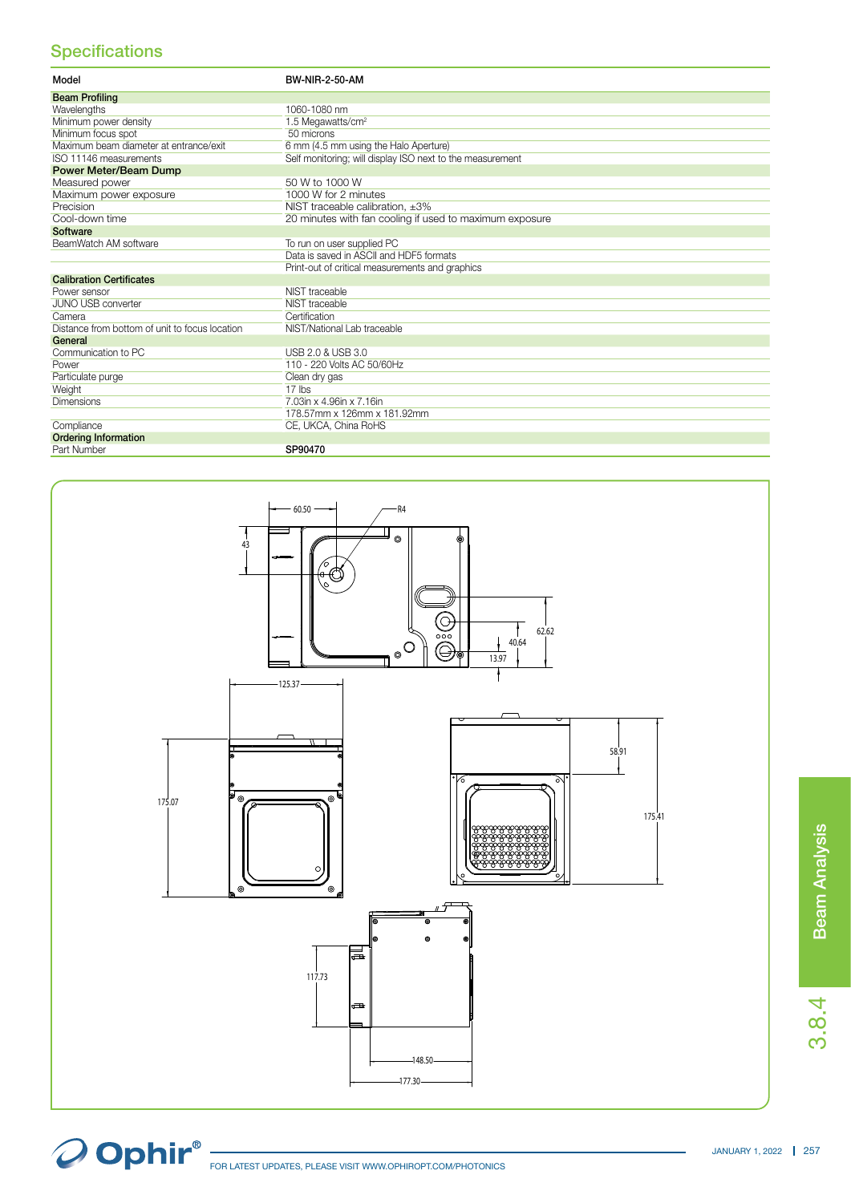## Specifications

| Model | BW-NIR-2-50-AM |
|---|---|
| **Beam Profiling** | |
| Wavelengths | 1060-1080 nm |
| Minimum power density | 1.5 Megawatts/cm$^2$ |
| Minimum focus spot | 50 microns |
| Maximum beam diameter at entrance/exit | 6 mm (4.5 mm using the Halo Aperture) |
| ISO 11146 measurements | Self monitoring; will display ISO next to the measurement |
| **Power Meter/Beam Dump** | |
| Measured power | 50 W to 1000 W |
| Maximum power exposure | 1000 W for 2 minutes |
| Precision | NIST traceable calibration, ±3% |
| Cool-down time | 20 minutes with fan cooling if used to maximum exposure |
| **Software** | |
| BeamWatch AM software | To run on user supplied PC |
| | Data is saved in ASCII and HDF5 formats |
| | Print-out of critical measurements and graphics |
| **Calibration Certificates** | |
| Power sensor | NIST traceable |
| JUNO USB converter | NIST traceable |
| Camera | Certification |
| Distance from bottom of unit to focus location | NIST/National Lab traceable |
| **General** | |
| Communication to PC | USB 2.0 & USB 3.0 |
| Power | 110 - 220 Volts AC 50/60Hz |
| Particulate purge | Clean dry gas |
| Weight | 17 lbs |
| Dimensions | 7.03in x 4.96in x 7.16in |
| | 178.57mm x 126mm x 181.92mm |
| Compliance | CE, UKCA, China RoHS |
| **Ordering Information** | |
| Part Number | **SP90470** |

60.50
R4
43
62.62
40.64
13.97
125.37
175.07
58.91
175.41
117.73
148.50
177.30